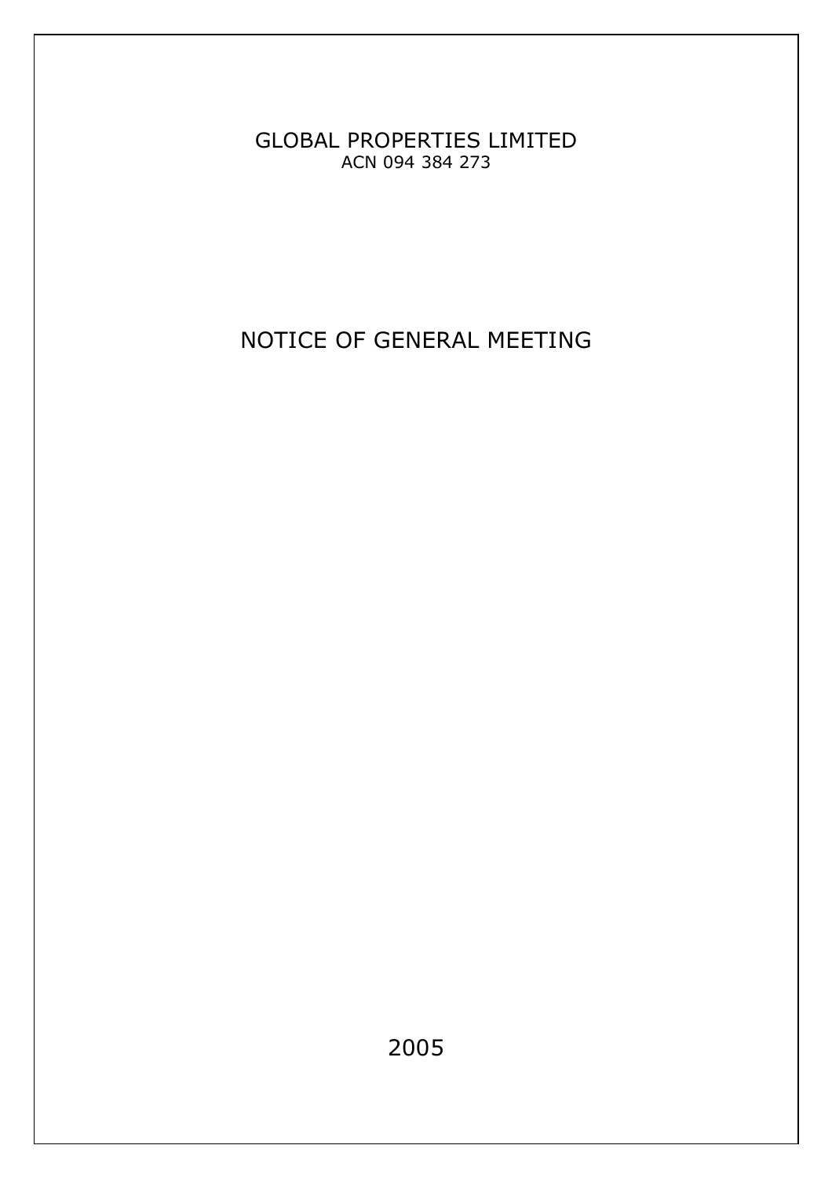GLOBAL PROPERTIES LIMITED
ACN 094 384 273

# NOTICE OF GENERAL MEETING

2005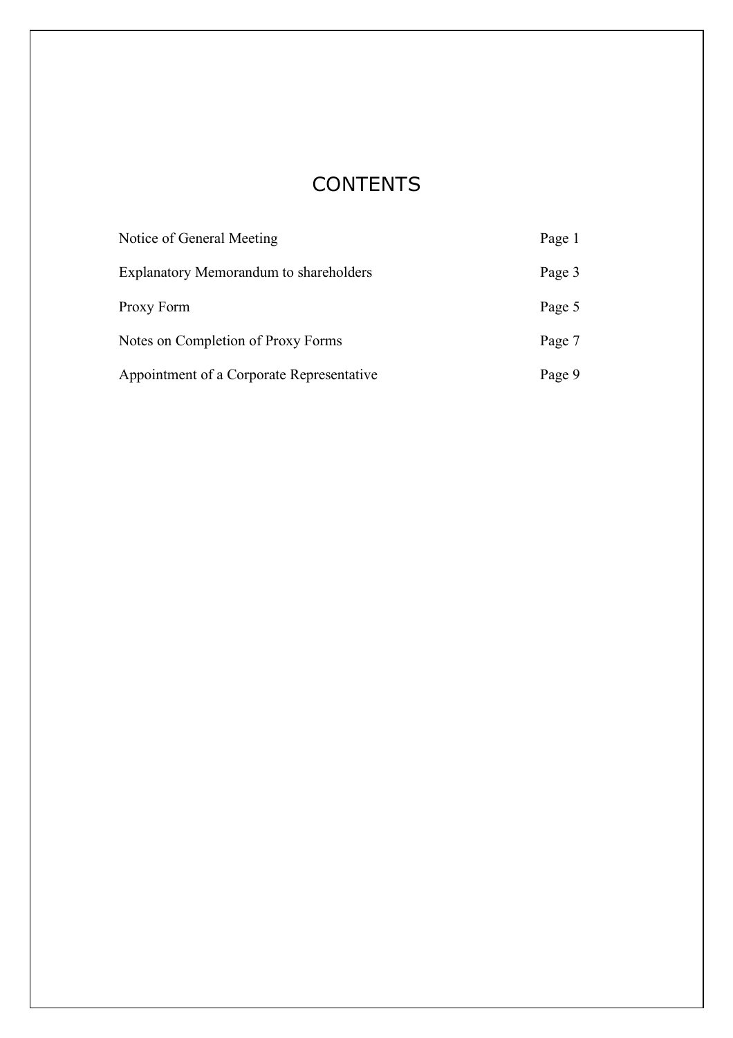# CONTENTS

| | |
|---|---|
| Notice of General Meeting | Page 1 |
| Explanatory Memorandum to shareholders | Page 3 |
| Proxy Form | Page 5 |
| Notes on Completion of Proxy Forms | Page 7 |
| Appointment of a Corporate Representative | Page 9 |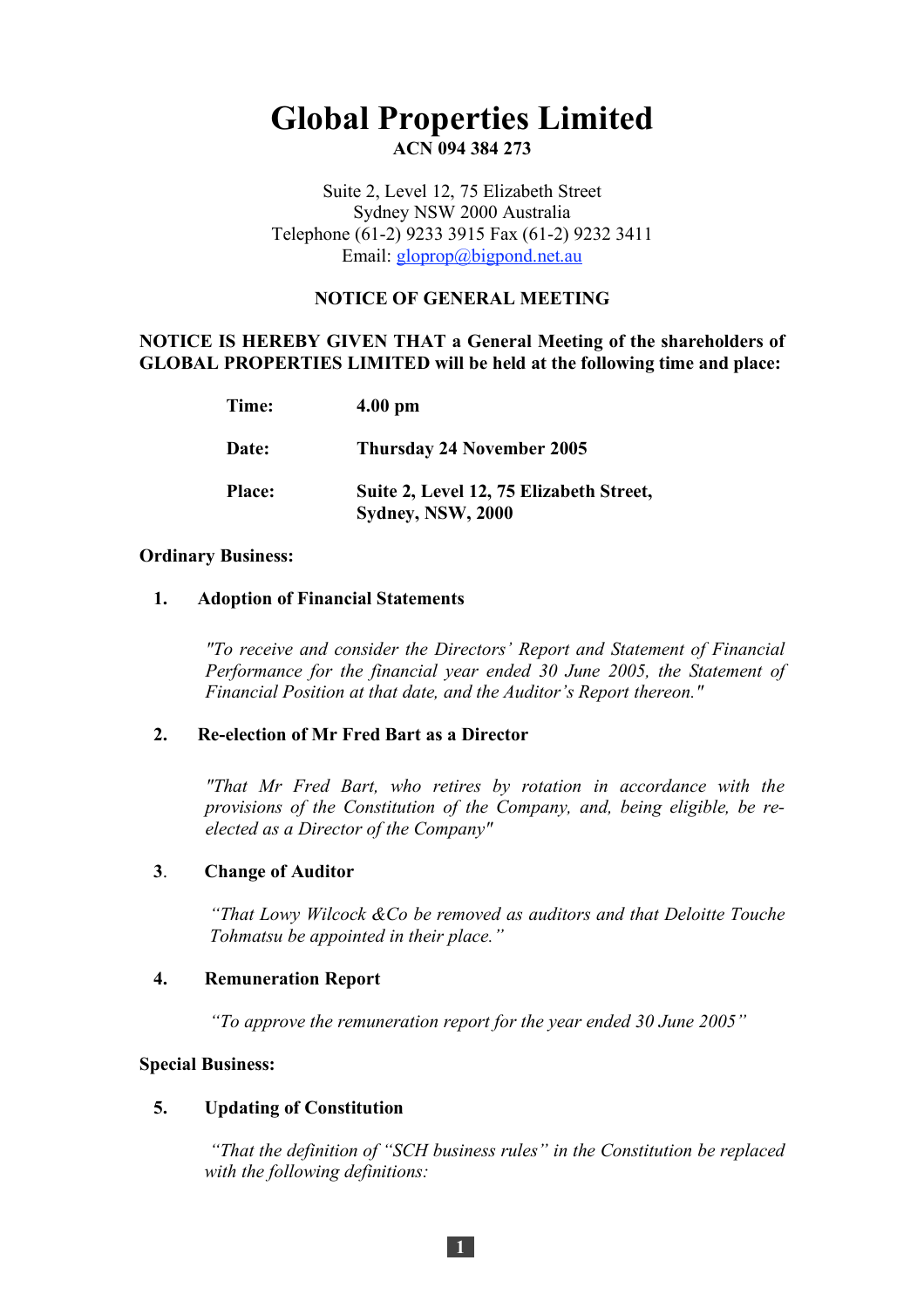# Global Properties Limited

**ACN 094 384 273**

Suite 2, Level 12, 75 Elizabeth Street
Sydney NSW 2000 Australia
Telephone (61-2) 9233 3915 Fax (61-2) 9232 3411
Email: glopro p@bigpond.net.au

## NOTICE OF GENERAL MEETING

**NOTICE IS HEREBY GIVEN THAT a General Meeting of the shareholders of GLOBAL PROPERTIES LIMITED will be held at the following time and place:**

| | |
|---|---|
| **Time:** | **4.00 pm** |
| **Date:** | **Thursday 24 November 2005** |
| **Place:** | **Suite 2, Level 12, 75 Elizabeth Street, Sydney, NSW, 2000** |

**Ordinary Business:**

1. **Adoption of Financial Statements**

   *"To receive and consider the Directors' Report and Statement of Financial Performance for the financial year ended 30 June 2005, the Statement of Financial Position at that date, and the Auditor's Report thereon."*

2. **Re-election of Mr Fred Bart as a Director**

   *"That Mr Fred Bart, who retires by rotation in accordance with the provisions of the Constitution of the Company, and, being eligible, be re-elected as a Director of the Company"*

3. **Change of Auditor**

   *"That Lowy Wilcock &Co be removed as auditors and that Deloitte Touche Tohmatsu be appointed in their place."*

4. **Remuneration Report**

   *"To approve the remuneration report for the year ended 30 June 2005"*

**Special Business:**

5. **Updating of Constitution**

   *"That the definition of "SCH business rules" in the Constitution be replaced with the following definitions:*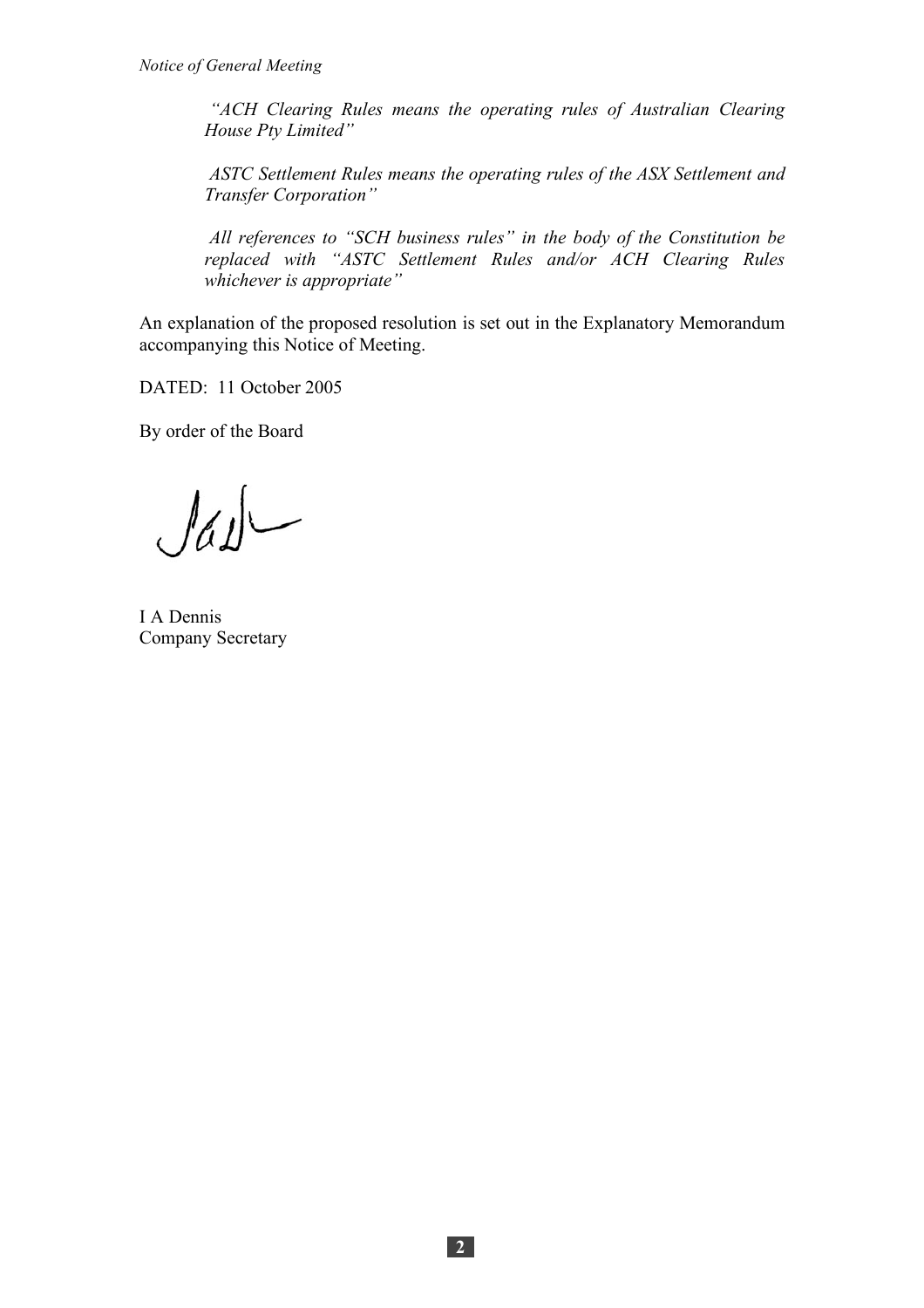*"ACH Clearing Rules means the operating rules of Australian Clearing House Pty Limited"*

*ASTC Settlement Rules means the operating rules of the ASX Settlement and Transfer Corporation"*

*All references to "SCH business rules" in the body of the Constitution be replaced with "ASTC Settlement Rules and/or ACH Clearing Rules whichever is appropriate"*

An explanation of the proposed resolution is set out in the Explanatory Memorandum accompanying this Notice of Meeting.

DATED: 11 October 2005

By order of the Board

I A Dennis
Company Secretary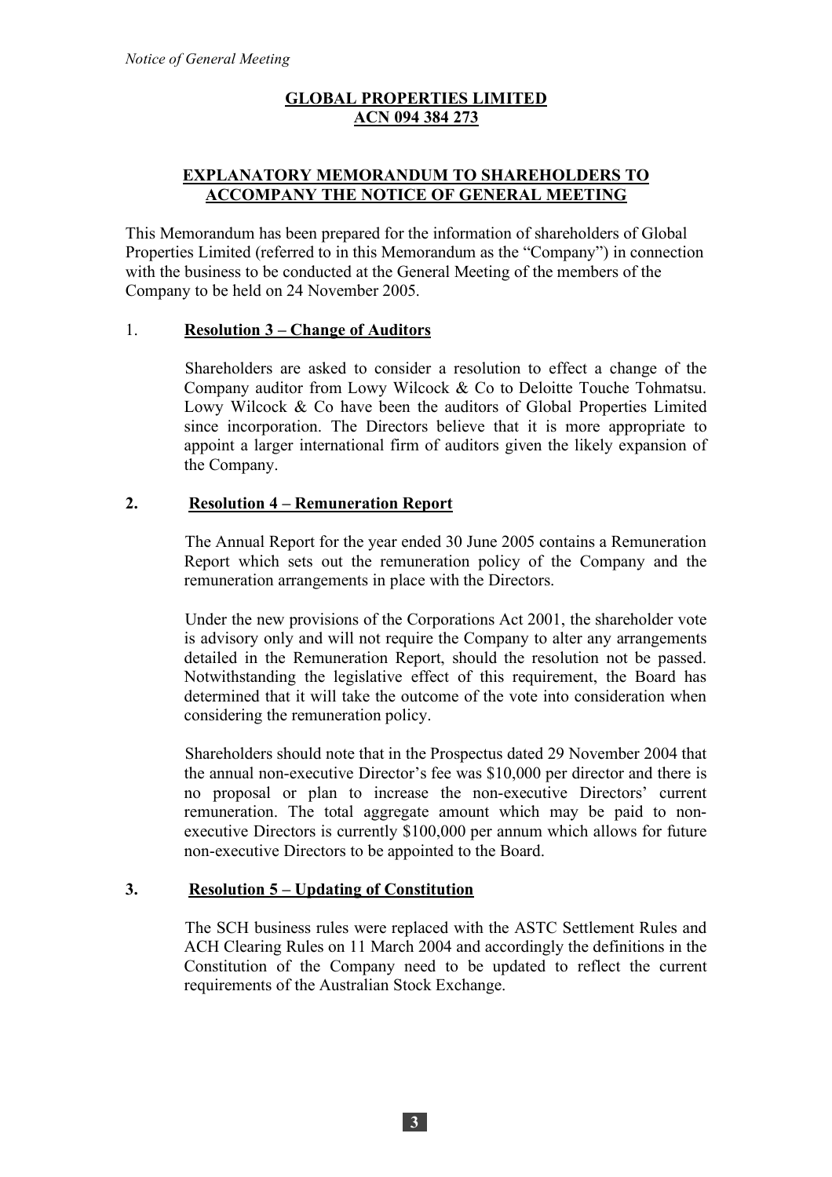**GLOBAL PROPERTIES LIMITED**
**ACN 094 384 273**

## EXPLANATORY MEMORANDUM TO SHAREHOLDERS TO ACCOMPANY THE NOTICE OF GENERAL MEETING

This Memorandum has been prepared for the information of shareholders of Global Properties Limited (referred to in this Memorandum as the "Company") in connection with the business to be conducted at the General Meeting of the members of the Company to be held on 24 November 2005.

### 1. Resolution 3 – Change of Auditors

Shareholders are asked to consider a resolution to effect a change of the Company auditor from Lowy Wilcock & Co to Deloitte Touche Tohmatsu. Lowy Wilcock & Co have been the auditors of Global Properties Limited since incorporation. The Directors believe that it is more appropriate to appoint a larger international firm of auditors given the likely expansion of the Company.

### 2. Resolution 4 – Remuneration Report

The Annual Report for the year ended 30 June 2005 contains a Remuneration Report which sets out the remuneration policy of the Company and the remuneration arrangements in place with the Directors.

Under the new provisions of the Corporations Act 2001, the shareholder vote is advisory only and will not require the Company to alter any arrangements detailed in the Remuneration Report, should the resolution not be passed. Notwithstanding the legislative effect of this requirement, the Board has determined that it will take the outcome of the vote into consideration when considering the remuneration policy.

Shareholders should note that in the Prospectus dated 29 November 2004 that the annual non-executive Director's fee was $10,000 per director and there is no proposal or plan to increase the non-executive Directors' current remuneration. The total aggregate amount which may be paid to non-executive Directors is currently $100,000 per annum which allows for future non-executive Directors to be appointed to the Board.

### 3. Resolution 5 – Updating of Constitution

The SCH business rules were replaced with the ASTC Settlement Rules and ACH Clearing Rules on 11 March 2004 and accordingly the definitions in the Constitution of the Company need to be updated to reflect the current requirements of the Australian Stock Exchange.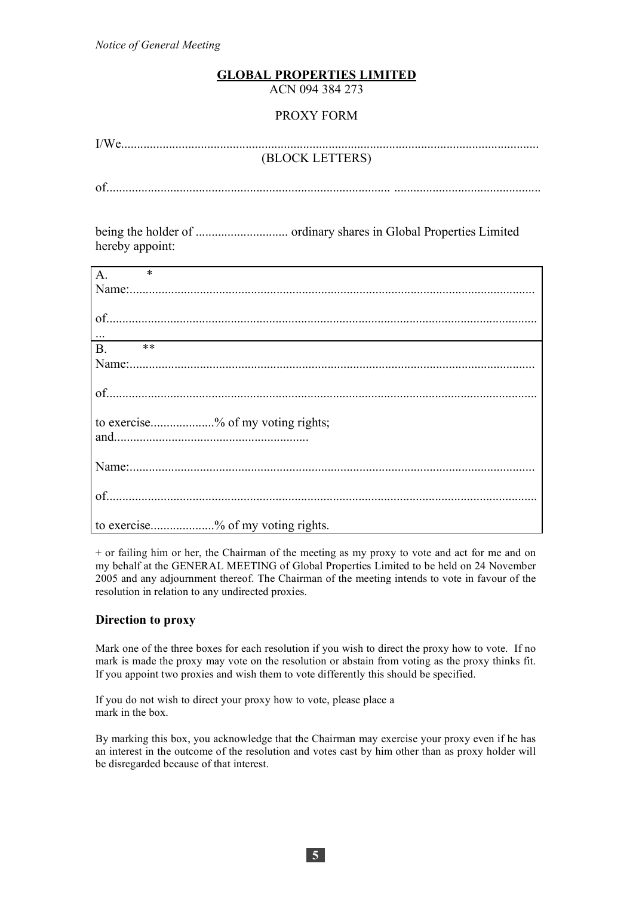**GLOBAL PROPERTIES LIMITED**
ACN 094 384 273

PROXY FORM

I/We.................................................................................................................................
(BLOCK LETTERS)

of....................................................................................... .............................................

being the holder of ............................ ordinary shares in Global Properties Limited hereby appoint:

| A. * |
|---|
| Name:............................................................................................................................. |
| of.................................................................................................................................... ... |
| B. ** |
| Name:............................................................................................................................. |
| of.................................................................................................................................... |
| to exercise...................% of my voting rights; and........................................................... |
| Name:............................................................................................................................. |
| of.................................................................................................................................... |
| to exercise...................% of my voting rights. |

+ or failing him or her, the Chairman of the meeting as my proxy to vote and act for me and on my behalf at the GENERAL MEETING of Global Properties Limited to be held on 24 November 2005 and any adjournment thereof. The Chairman of the meeting intends to vote in favour of the resolution in relation to any undirected proxies.

### Direction to proxy

Mark one of the three boxes for each resolution if you wish to direct the proxy how to vote. If no mark is made the proxy may vote on the resolution or abstain from voting as the proxy thinks fit. If you appoint two proxies and wish them to vote differently this should be specified.

If you do not wish to direct your proxy how to vote, please place a mark in the box.

By marking this box, you acknowledge that the Chairman may exercise your proxy even if he has an interest in the outcome of the resolution and votes cast by him other than as proxy holder will be disregarded because of that interest.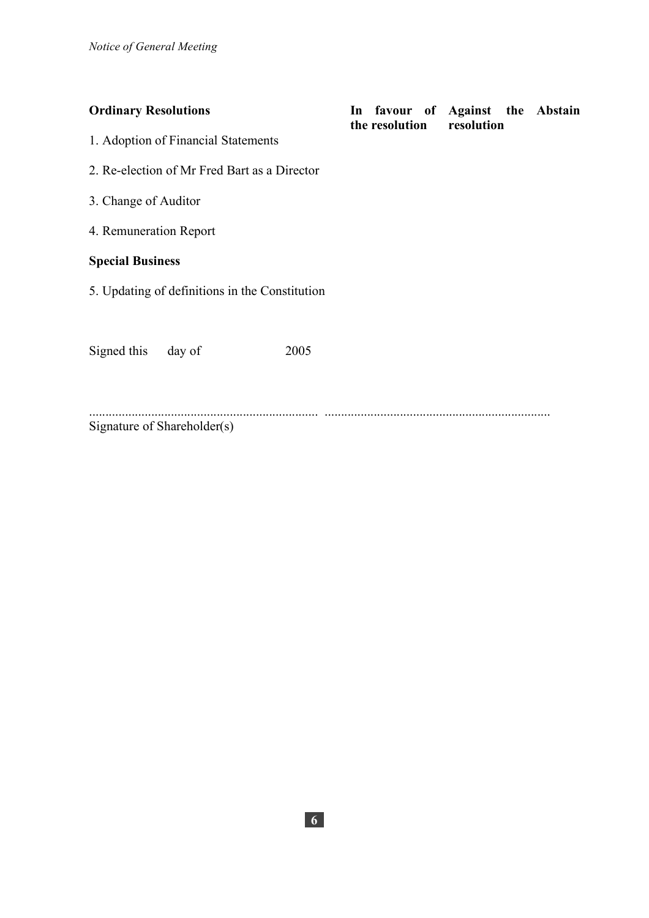| Ordinary Resolutions | In favour of the resolution | Against the resolution | Abstain |
|---|---|---|---|
| 1. Adoption of Financial Statements | | | |
| 2. Re-election of Mr Fred Bart as a Director | | | |
| 3. Change of Auditor | | | |
| 4. Remuneration Report | | | |
| **Special Business** | | | |
| 5. Updating of definitions in the Constitution | | | |

Signed this day of 2005

...................................................................... ......................................................................
Signature of Shareholder(s)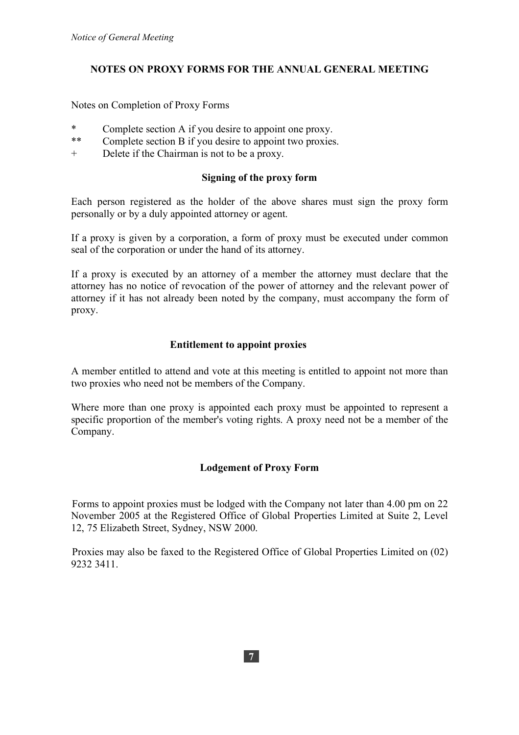## NOTES ON PROXY FORMS FOR THE ANNUAL GENERAL MEETING

Notes on Completion of Proxy Forms

- \* Complete section A if you desire to appoint one proxy.
- \*\* Complete section B if you desire to appoint two proxies.
- \+ Delete if the Chairman is not to be a proxy.

### Signing of the proxy form

Each person registered as the holder of the above shares must sign the proxy form personally or by a duly appointed attorney or agent.

If a proxy is given by a corporation, a form of proxy must be executed under common seal of the corporation or under the hand of its attorney.

If a proxy is executed by an attorney of a member the attorney must declare that the attorney has no notice of revocation of the power of attorney and the relevant power of attorney if it has not already been noted by the company, must accompany the form of proxy.

### Entitlement to appoint proxies

A member entitled to attend and vote at this meeting is entitled to appoint not more than two proxies who need not be members of the Company.

Where more than one proxy is appointed each proxy must be appointed to represent a specific proportion of the member's voting rights. A proxy need not be a member of the Company.

### Lodgement of Proxy Form

Forms to appoint proxies must be lodged with the Company not later than 4.00 pm on 22 November 2005 at the Registered Office of Global Properties Limited at Suite 2, Level 12, 75 Elizabeth Street, Sydney, NSW 2000.

Proxies may also be faxed to the Registered Office of Global Properties Limited on (02) 9232 3411.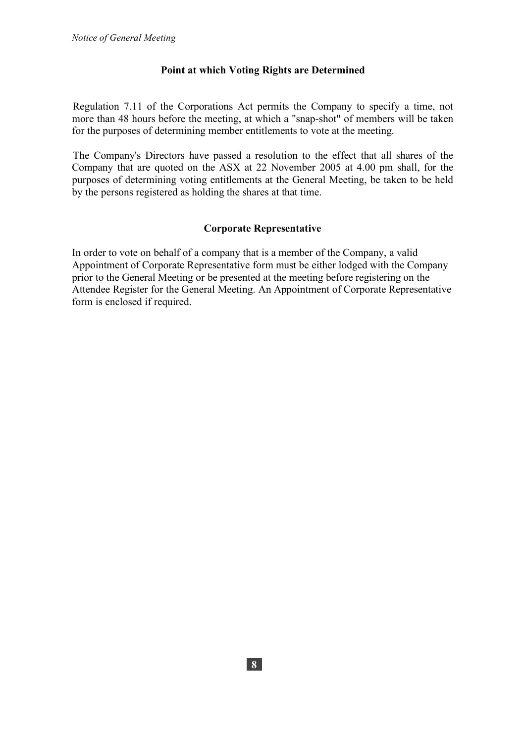## Point at which Voting Rights are Determined

Regulation 7.11 of the Corporations Act permits the Company to specify a time, not more than 48 hours before the meeting, at which a "snap-shot" of members will be taken for the purposes of determining member entitlements to vote at the meeting.

The Company's Directors have passed a resolution to the effect that all shares of the Company that are quoted on the ASX at 22 November 2005 at 4.00 pm shall, for the purposes of determining voting entitlements at the General Meeting, be taken to be held by the persons registered as holding the shares at that time.

## Corporate Representative

In order to vote on behalf of a company that is a member of the Company, a valid Appointment of Corporate Representative form must be either lodged with the Company prior to the General Meeting or be presented at the meeting before registering on the Attendee Register for the General Meeting. An Appointment of Corporate Representative form is enclosed if required.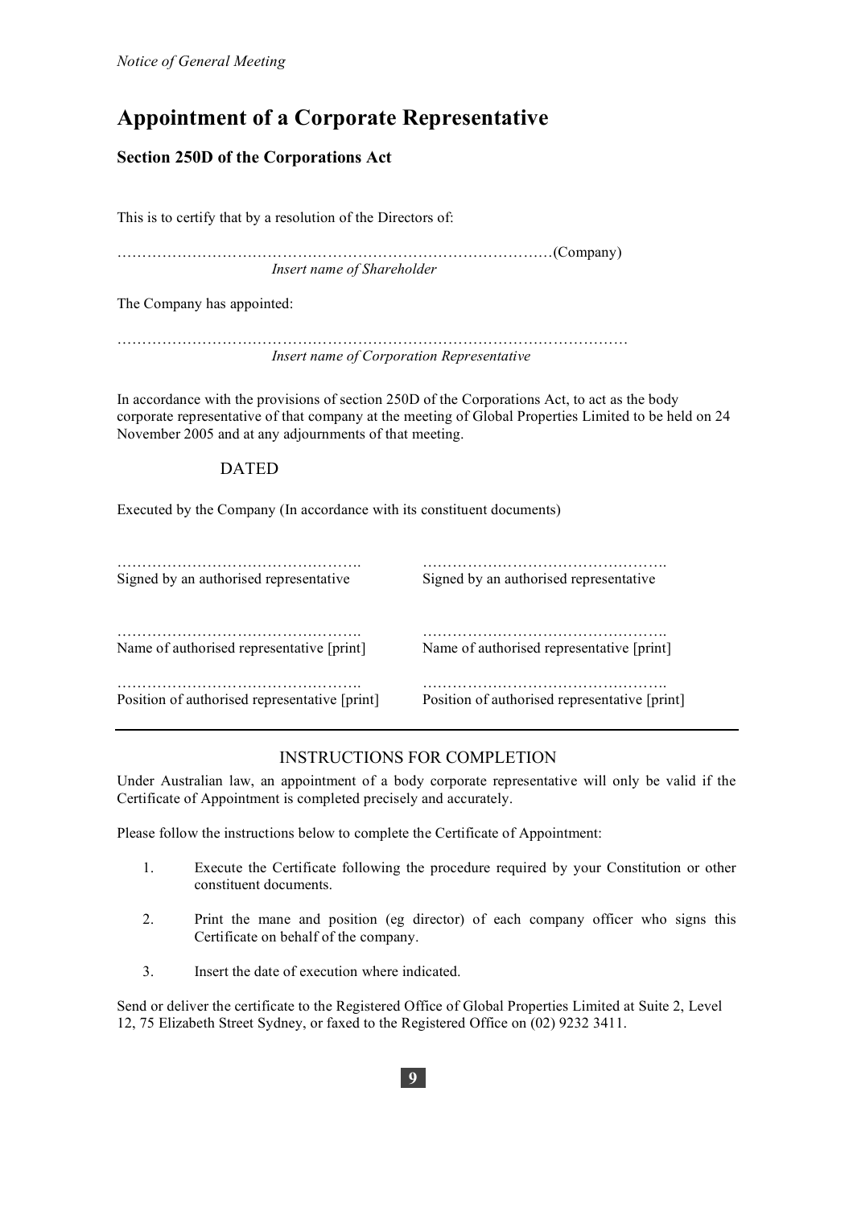# Appointment of a Corporate Representative

### Section 250D of the Corporations Act

This is to certify that by a resolution of the Directors of:

……………………………………………………………………………(Company)
*Insert name of Shareholder*

The Company has appointed:

…………………………………………………………………………………………
*Insert name of Corporation Representative*

In accordance with the provisions of section 250D of the Corporations Act, to act as the body corporate representative of that company at the meeting of Global Properties Limited to be held on 24 November 2005 and at any adjournments of that meeting.

DATED

Executed by the Company (In accordance with its constituent documents)

| | |
|---|---|
| ………………………………………. | ………………………………………. |
| Signed by an authorised representative | Signed by an authorised representative |
| ………………………………………. | ………………………………………. |
| Name of authorised representative [print] | Name of authorised representative [print] |
| ………………………………………. | ………………………………………. |
| Position of authorised representative [print] | Position of authorised representative [print] |

---

INSTRUCTIONS FOR COMPLETION

Under Australian law, an appointment of a body corporate representative will only be valid if the Certificate of Appointment is completed precisely and accurately.

Please follow the instructions below to complete the Certificate of Appointment:

1. Execute the Certificate following the procedure required by your Constitution or other constituent documents.
2. Print the mane and position (eg director) of each company officer who signs this Certificate on behalf of the company.
3. Insert the date of execution where indicated.

Send or deliver the certificate to the Registered Office of Global Properties Limited at Suite 2, Level 12, 75 Elizabeth Street Sydney, or faxed to the Registered Office on (02) 9232 3411.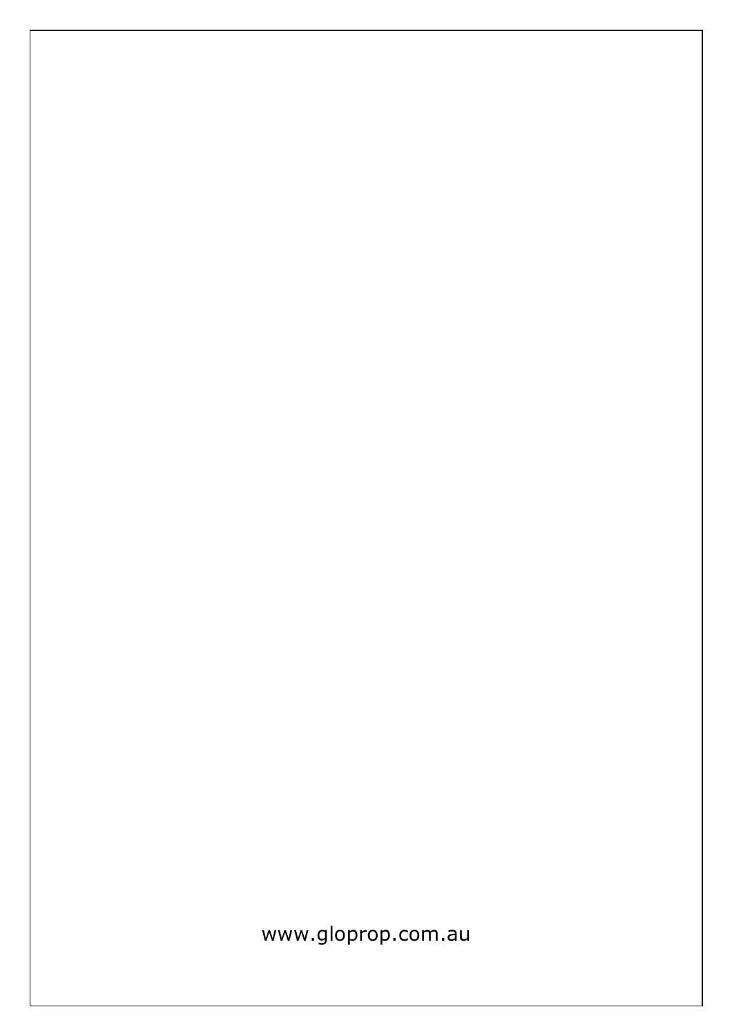www.gloprop.com.au